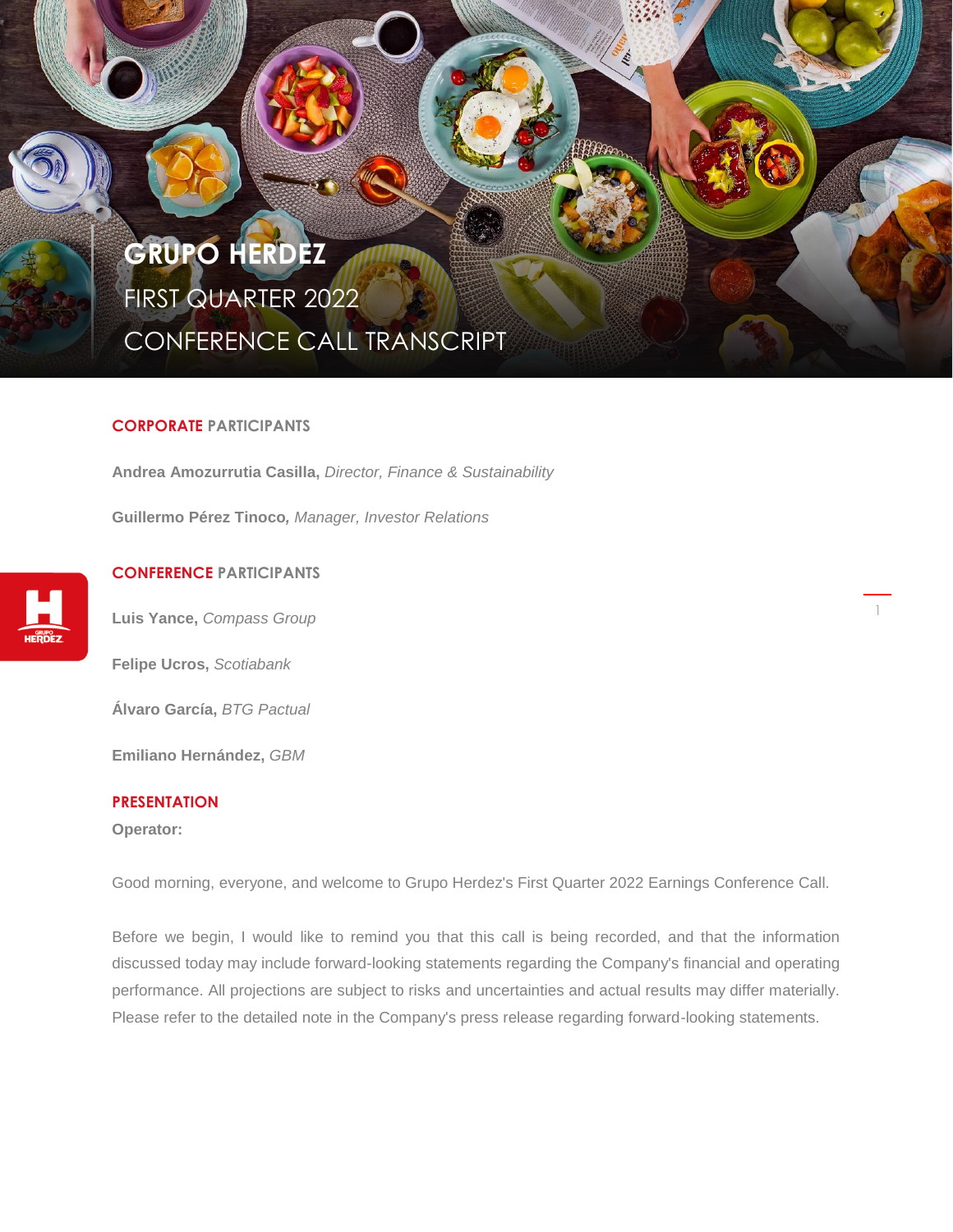# GRUPO HERDEZ

## FIRST QUARTER 2022

## CONFERENCE CALL TRANSCRIPT

### CORPORATE PARTICIPANTS

**Andrea Amozurrutia Casilla,** *Director, Finance & Sustainability*

**Guillermo Pérez Tinoco,** *Manager, Investor Relations*

### CONFERENCE PARTICIPANTS

**Luis Yance,** *Compass Group*

**Felipe Ucros,** *Scotiabank*

**Álvaro García,** *BTG Pactual*

**Emiliano Hernández,** *GBM*

### PRESENTATION

**Operator:**

Good morning, everyone, and welcome to Grupo Herdez's First Quarter 2022 Earnings Conference Call.

Before we begin, I would like to remind you that this call is being recorded, and that the information discussed today may include forward-looking statements regarding the Company's financial and operating performance. All projections are subject to risks and uncertainties and actual results may differ materially. Please refer to the detailed note in the Company's press release regarding forward-looking statements.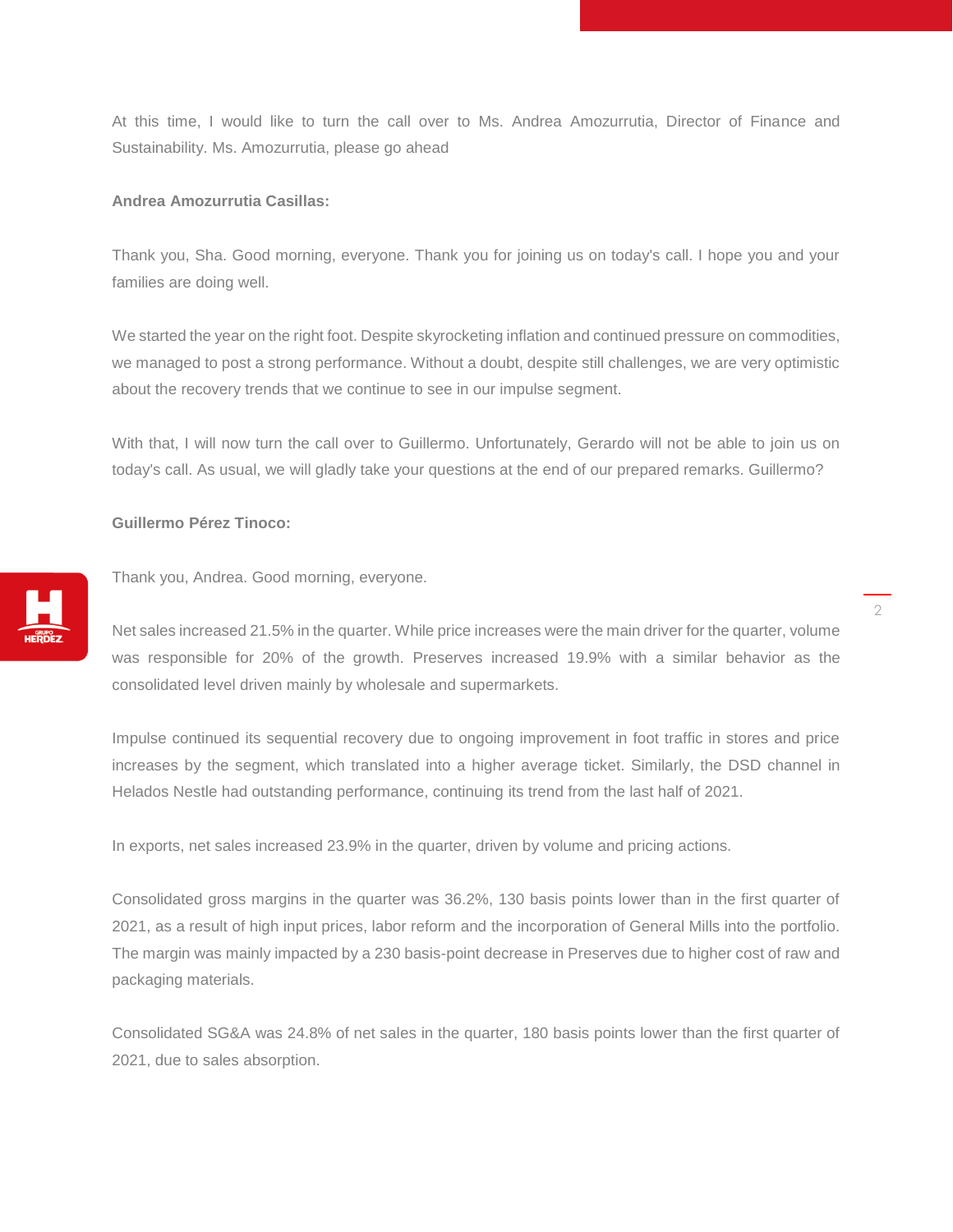At this time, I would like to turn the call over to Ms. Andrea Amozurrutia, Director of Finance and Sustainability. Ms. Amozurrutia, please go ahead

**Andrea Amozurrutia Casillas:**

Thank you, Sha. Good morning, everyone. Thank you for joining us on today's call. I hope you and your families are doing well.

We started the year on the right foot. Despite skyrocketing inflation and continued pressure on commodities, we managed to post a strong performance. Without a doubt, despite still challenges, we are very optimistic about the recovery trends that we continue to see in our impulse segment.

With that, I will now turn the call over to Guillermo. Unfortunately, Gerardo will not be able to join us on today's call. As usual, we will gladly take your questions at the end of our prepared remarks. Guillermo?

**Guillermo Pérez Tinoco:**

Thank you, Andrea. Good morning, everyone.

Net sales increased 21.5% in the quarter. While price increases were the main driver for the quarter, volume was responsible for 20% of the growth. Preserves increased 19.9% with a similar behavior as the consolidated level driven mainly by wholesale and supermarkets.

Impulse continued its sequential recovery due to ongoing improvement in foot traffic in stores and price increases by the segment, which translated into a higher average ticket. Similarly, the DSD channel in Helados Nestle had outstanding performance, continuing its trend from the last half of 2021.

In exports, net sales increased 23.9% in the quarter, driven by volume and pricing actions.

Consolidated gross margins in the quarter was 36.2%, 130 basis points lower than in the first quarter of 2021, as a result of high input prices, labor reform and the incorporation of General Mills into the portfolio. The margin was mainly impacted by a 230 basis-point decrease in Preserves due to higher cost of raw and packaging materials.

Consolidated SG&A was 24.8% of net sales in the quarter, 180 basis points lower than the first quarter of 2021, due to sales absorption.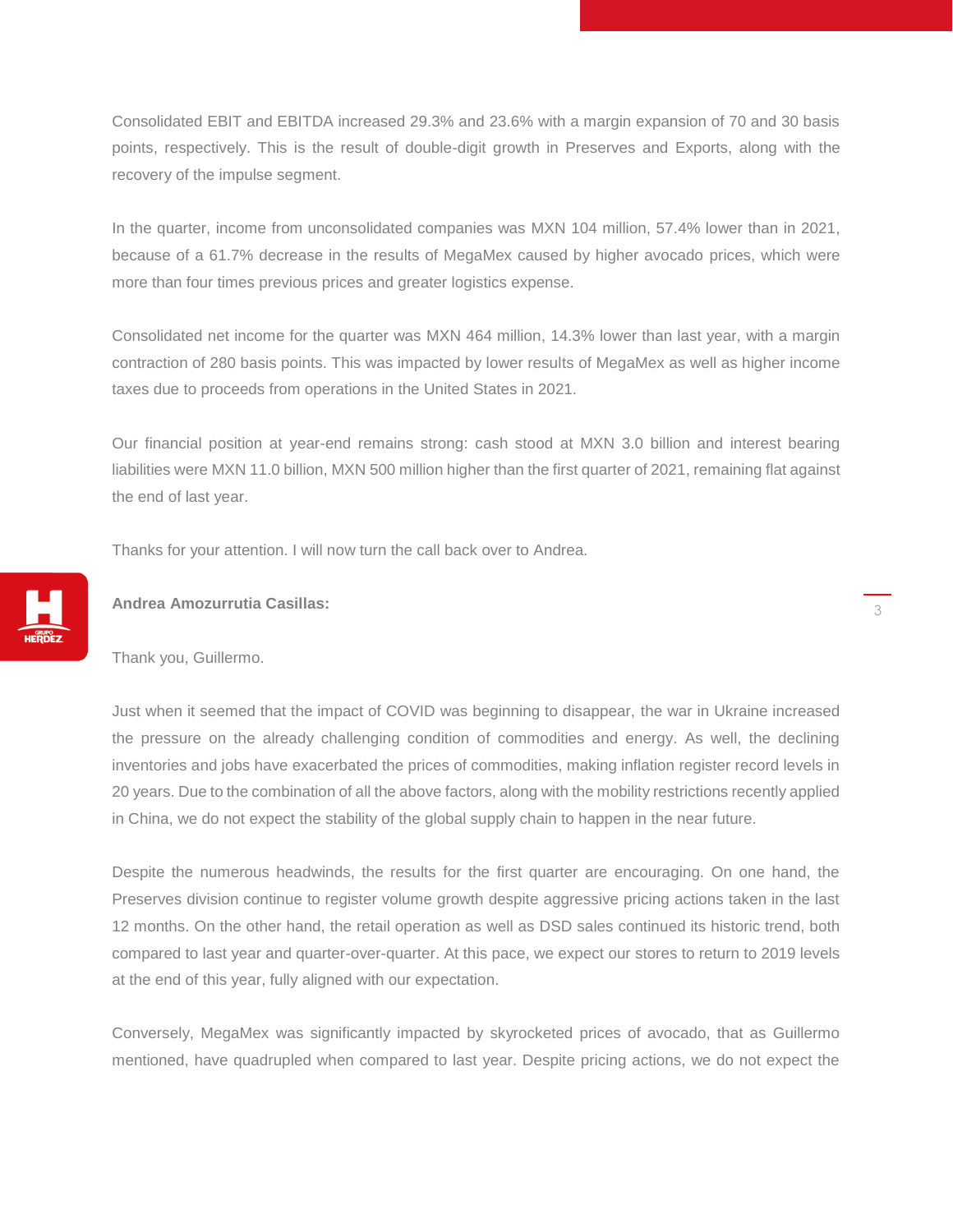Consolidated EBIT and EBITDA increased 29.3% and 23.6% with a margin expansion of 70 and 30 basis points, respectively. This is the result of double-digit growth in Preserves and Exports, along with the recovery of the impulse segment.

In the quarter, income from unconsolidated companies was MXN 104 million, 57.4% lower than in 2021, because of a 61.7% decrease in the results of MegaMex caused by higher avocado prices, which were more than four times previous prices and greater logistics expense.

Consolidated net income for the quarter was MXN 464 million, 14.3% lower than last year, with a margin contraction of 280 basis points. This was impacted by lower results of MegaMex as well as higher income taxes due to proceeds from operations in the United States in 2021.

Our financial position at year-end remains strong: cash stood at MXN 3.0 billion and interest bearing liabilities were MXN 11.0 billion, MXN 500 million higher than the first quarter of 2021, remaining flat against the end of last year.

Thanks for your attention. I will now turn the call back over to Andrea.

**Andrea Amozurrutia Casillas:**

Thank you, Guillermo.

Just when it seemed that the impact of COVID was beginning to disappear, the war in Ukraine increased the pressure on the already challenging condition of commodities and energy. As well, the declining inventories and jobs have exacerbated the prices of commodities, making inflation register record levels in 20 years. Due to the combination of all the above factors, along with the mobility restrictions recently applied in China, we do not expect the stability of the global supply chain to happen in the near future.

Despite the numerous headwinds, the results for the first quarter are encouraging. On one hand, the Preserves division continue to register volume growth despite aggressive pricing actions taken in the last 12 months. On the other hand, the retail operation as well as DSD sales continued its historic trend, both compared to last year and quarter-over-quarter. At this pace, we expect our stores to return to 2019 levels at the end of this year, fully aligned with our expectation.

Conversely, MegaMex was significantly impacted by skyrocketed prices of avocado, that as Guillermo mentioned, have quadrupled when compared to last year. Despite pricing actions, we do not expect the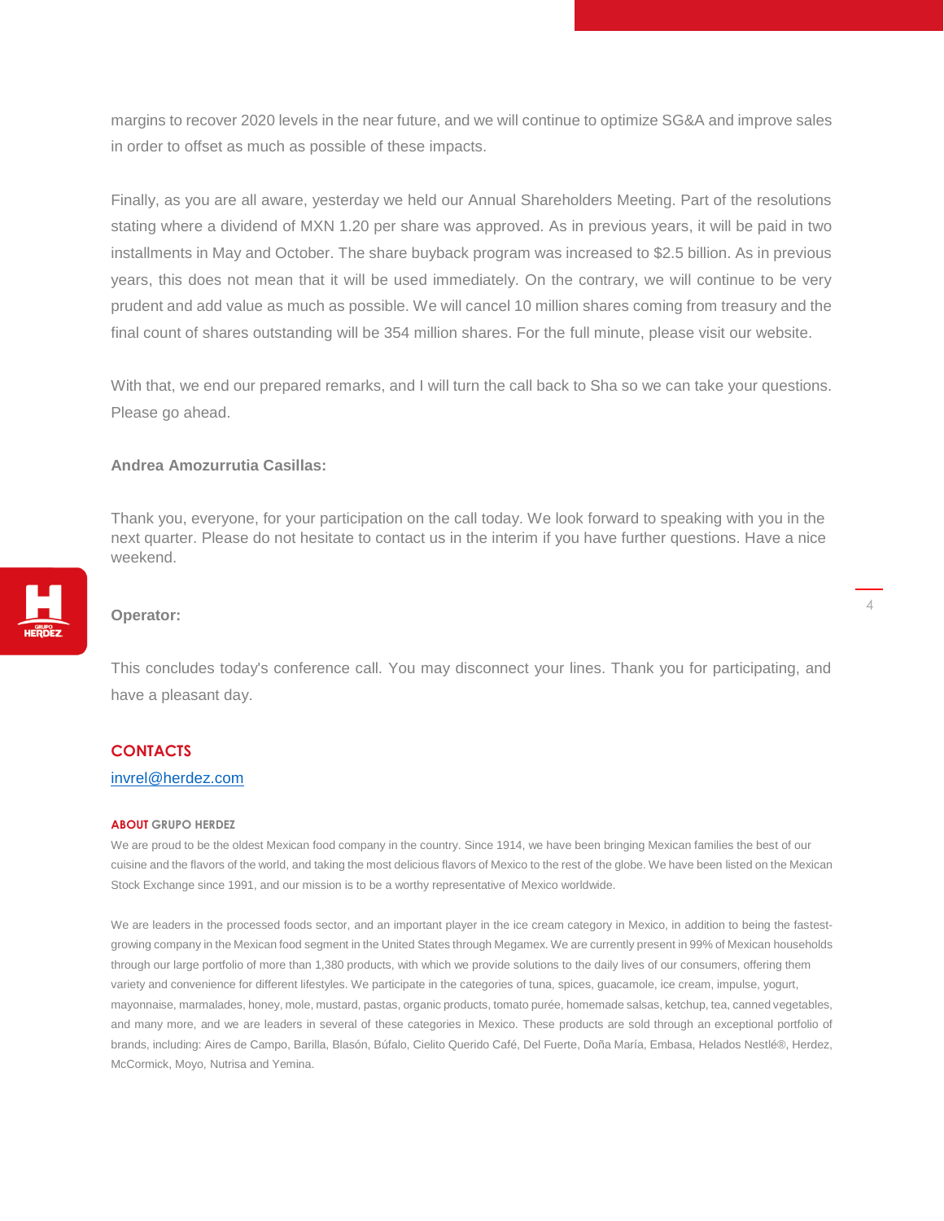margins to recover 2020 levels in the near future, and we will continue to optimize SG&A and improve sales in order to offset as much as possible of these impacts.

Finally, as you are all aware, yesterday we held our Annual Shareholders Meeting. Part of the resolutions stating where a dividend of MXN 1.20 per share was approved. As in previous years, it will be paid in two installments in May and October. The share buyback program was increased to $2.5 billion. As in previous years, this does not mean that it will be used immediately. On the contrary, we will continue to be very prudent and add value as much as possible. We will cancel 10 million shares coming from treasury and the final count of shares outstanding will be 354 million shares. For the full minute, please visit our website.

With that, we end our prepared remarks, and I will turn the call back to Sha so we can take your questions. Please go ahead.

**Andrea Amozurrutia Casillas:**

Thank you, everyone, for your participation on the call today. We look forward to speaking with you in the next quarter. Please do not hesitate to contact us in the interim if you have further questions. Have a nice weekend.

**Operator:**

This concludes today's conference call. You may disconnect your lines. Thank you for participating, and have a pleasant day.

## CONTACTS

invrel@herdez.com

#### ABOUT GRUPO HERDEZ

We are proud to be the oldest Mexican food company in the country. Since 1914, we have been bringing Mexican families the best of our cuisine and the flavors of the world, and taking the most delicious flavors of Mexico to the rest of the globe. We have been listed on the Mexican Stock Exchange since 1991, and our mission is to be a worthy representative of Mexico worldwide.

We are leaders in the processed foods sector, and an important player in the ice cream category in Mexico, in addition to being the fastest-growing company in the Mexican food segment in the United States through Megamex. We are currently present in 99% of Mexican households through our large portfolio of more than 1,380 products, with which we provide solutions to the daily lives of our consumers, offering them variety and convenience for different lifestyles. We participate in the categories of tuna, spices, guacamole, ice cream, impulse, yogurt, mayonnaise, marmalades, honey, mole, mustard, pastas, organic products, tomato purée, homemade salsas, ketchup, tea, canned vegetables, and many more, and we are leaders in several of these categories in Mexico. These products are sold through an exceptional portfolio of brands, including: Aires de Campo, Barilla, Blasón, Búfalo, Cielito Querido Café, Del Fuerte, Doña María, Embasa, Helados Nestlé®, Herdez, McCormick, Moyo, Nutrisa and Yemina.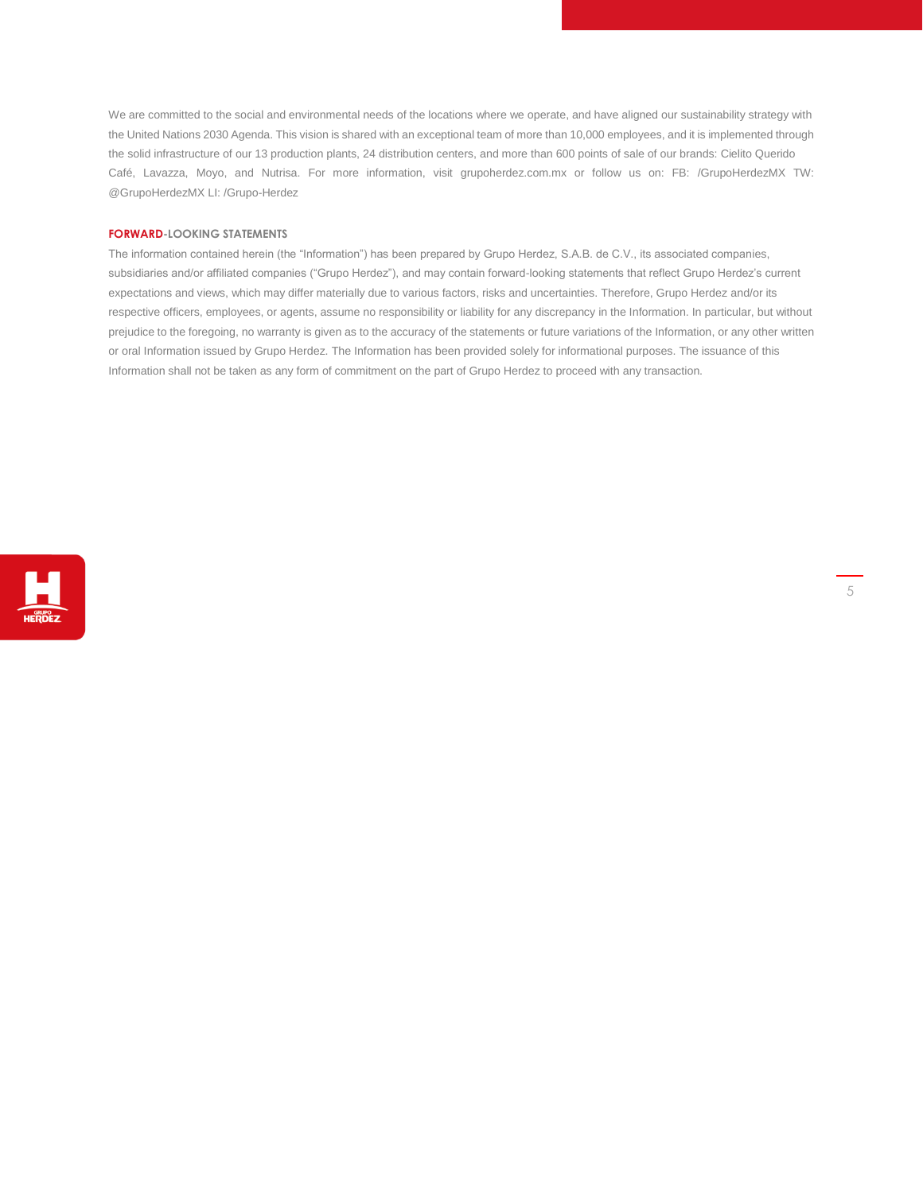We are committed to the social and environmental needs of the locations where we operate, and have aligned our sustainability strategy with the United Nations 2030 Agenda. This vision is shared with an exceptional team of more than 10,000 employees, and it is implemented through the solid infrastructure of our 13 production plants, 24 distribution centers, and more than 600 points of sale of our brands: Cielito Querido Café, Lavazza, Moyo, and Nutrisa. For more information, visit grupoherdez.com.mx or follow us on: FB: /GrupoHerdezMX TW: @GrupoHerdezMX LI: /Grupo-Herdez

### FORWARD-LOOKING STATEMENTS

The information contained herein (the "Information") has been prepared by Grupo Herdez, S.A.B. de C.V., its associated companies, subsidiaries and/or affiliated companies ("Grupo Herdez"), and may contain forward-looking statements that reflect Grupo Herdez's current expectations and views, which may differ materially due to various factors, risks and uncertainties. Therefore, Grupo Herdez and/or its respective officers, employees, or agents, assume no responsibility or liability for any discrepancy in the Information. In particular, but without prejudice to the foregoing, no warranty is given as to the accuracy of the statements or future variations of the Information, or any other written or oral Information issued by Grupo Herdez. The Information has been provided solely for informational purposes. The issuance of this Information shall not be taken as any form of commitment on the part of Grupo Herdez to proceed with any transaction.